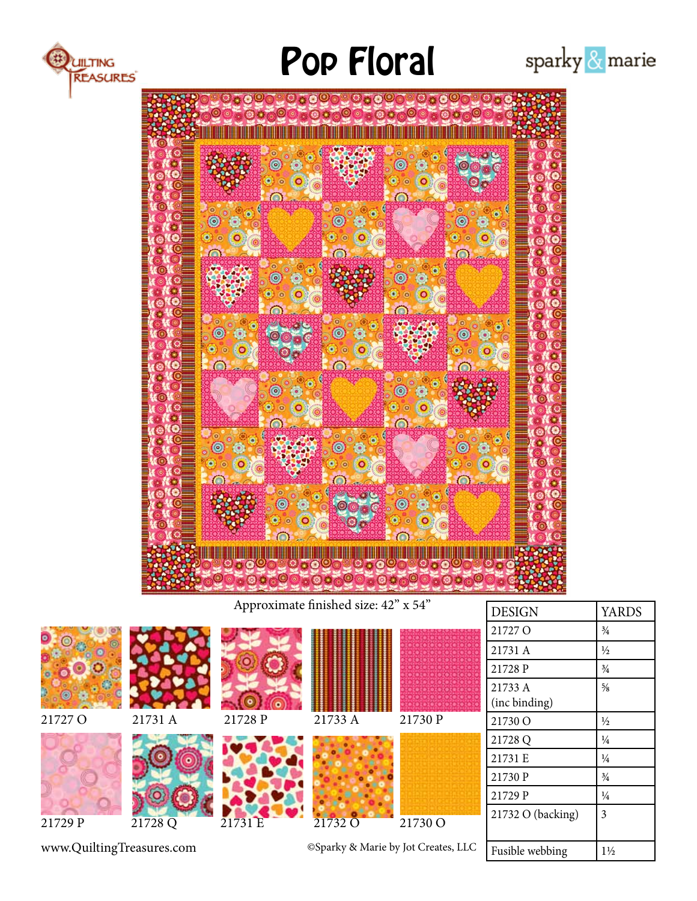# Pop Floral

Quilting Treasures

sparky & marie

Approximate finished size: 42" x 54"

21727 O

21731 A

21728 P

21733 A

21730 P

21729 P

21728 Q

21731 E

21732 O

21730 O

| DESIGN | YARDS |
|---|---|
| 21727 O | ¾ |
| 21731 A | ½ |
| 21728 P | ¾ |
| 21733 A (inc binding) | ⅝ |
| 21730 O | ½ |
| 21728 Q | ¼ |
| 21731 E | ¼ |
| 21730 P | ¾ |
| 21729 P | ¼ |
| 21732 O (backing) | 3 |
| Fusible webbing | 1½ |

www.QuiltingTreasures.com

©Sparky & Marie by Jot Creates, LLC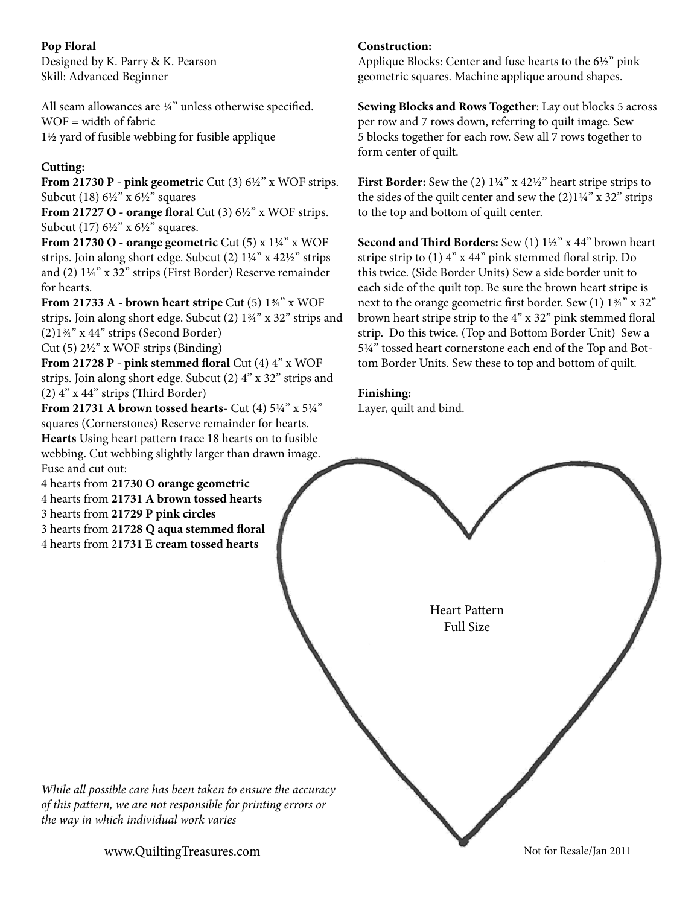**Pop Floral**
Designed by K. Parry & K. Pearson
Skill: Advanced Beginner

All seam allowances are ¼" unless otherwise specified.
WOF = width of fabric
1½ yard of fusible webbing for fusible applique

**Cutting:**

**From 21730 P - pink geometric** Cut (3) 6½" x WOF strips. Subcut (18) 6½" x 6½" squares

**From 21727 O - orange floral** Cut (3) 6½" x WOF strips. Subcut (17) 6½" x 6½" squares.

**From 21730 O - orange geometric** Cut (5) x 1¼" x WOF strips. Join along short edge. Subcut (2) 1¼" x 42½" strips and (2) 1¼" x 32" strips (First Border) Reserve remainder for hearts.

**From 21733 A - brown heart stripe** Cut (5) 1¾" x WOF strips. Join along short edge. Subcut (2) 1¾" x 32" strips and (2)1¾" x 44" strips (Second Border)
Cut (5) 2½" x WOF strips (Binding)

**From 21728 P - pink stemmed floral** Cut (4) 4" x WOF strips. Join along short edge. Subcut (2) 4" x 32" strips and (2) 4" x 44" strips (Third Border)

**From 21731 A brown tossed hearts**- Cut (4) 5¼" x 5¼" squares (Cornerstones) Reserve remainder for hearts.

**Hearts** Using heart pattern trace 18 hearts on to fusible webbing. Cut webbing slightly larger than drawn image. Fuse and cut out:

4 hearts from **21730 O orange geometric**
4 hearts from **21731 A brown tossed hearts**
3 hearts from **21729 P pink circles**
3 hearts from **21728 Q aqua stemmed floral**
4 hearts from 2**1731 E cream tossed hearts**

**Construction:**

Applique Blocks: Center and fuse hearts to the 6½" pink geometric squares. Machine applique around shapes.

**Sewing Blocks and Rows Together**: Lay out blocks 5 across per row and 7 rows down, referring to quilt image. Sew 5 blocks together for each row. Sew all 7 rows together to form center of quilt.

**First Border:** Sew the (2) 1¼" x 42½" heart stripe strips to the sides of the quilt center and sew the (2)1¼" x 32" strips to the top and bottom of quilt center.

**Second and Third Borders:** Sew (1) 1½" x 44" brown heart stripe strip to (1) 4" x 44" pink stemmed floral strip. Do this twice. (Side Border Units) Sew a side border unit to each side of the quilt top. Be sure the brown heart stripe is next to the orange geometric first border. Sew (1) 1¾" x 32" brown heart stripe strip to the 4" x 32" pink stemmed floral strip. Do this twice. (Top and Bottom Border Unit) Sew a 5¼" tossed heart cornerstone each end of the Top and Bottom Border Units. Sew these to top and bottom of quilt.

**Finishing:**
Layer, quilt and bind.

Heart Pattern
Full Size

*While all possible care has been taken to ensure the accuracy of this pattern, we are not responsible for printing errors or the way in which individual work varies*

www.QuiltingTreasures.com

Not for Resale/Jan 2011